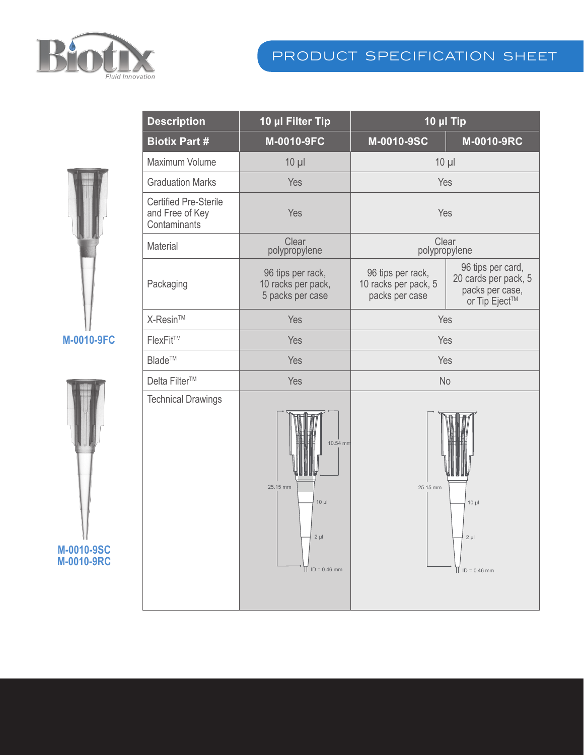# PRODUCT SPECIFICATION SHEET

| Description | 10 µl Filter Tip | 10 µl Tip | |
|---|---|---|---|
| **Biotix Part #** | **M-0010-9FC** | **M-0010-9SC** | **M-0010-9RC** |
| Maximum Volume | 10 µl | 10 µl | |
| Graduation Marks | Yes | Yes | |
| Certified Pre-Sterile and Free of Key Contaminants | Yes | Yes | |
| Material | Clear polypropylene | Clear polypropylene | |
| Packaging | 96 tips per rack, 10 racks per pack, 5 packs per case | 96 tips per rack, 10 racks per pack, 5 packs per case | 96 tips per card, 20 cards per pack, 5 packs per case, or Tip Eject™ |
| X-Resin™ | Yes | Yes | |
| FlexFit™ | Yes | Yes | |
| Blade™ | Yes | Yes | |
| Delta Filter™ | Yes | No | |
| Technical Drawings | 10.54 mm; 25.15 mm; 10 µl; 2 µl; ID = 0.46 mm | 25.15 mm; 10 µl; 2 µl; ID = 0.46 mm | |

M-0010-9FC

M-0010-9SC
M-0010-9RC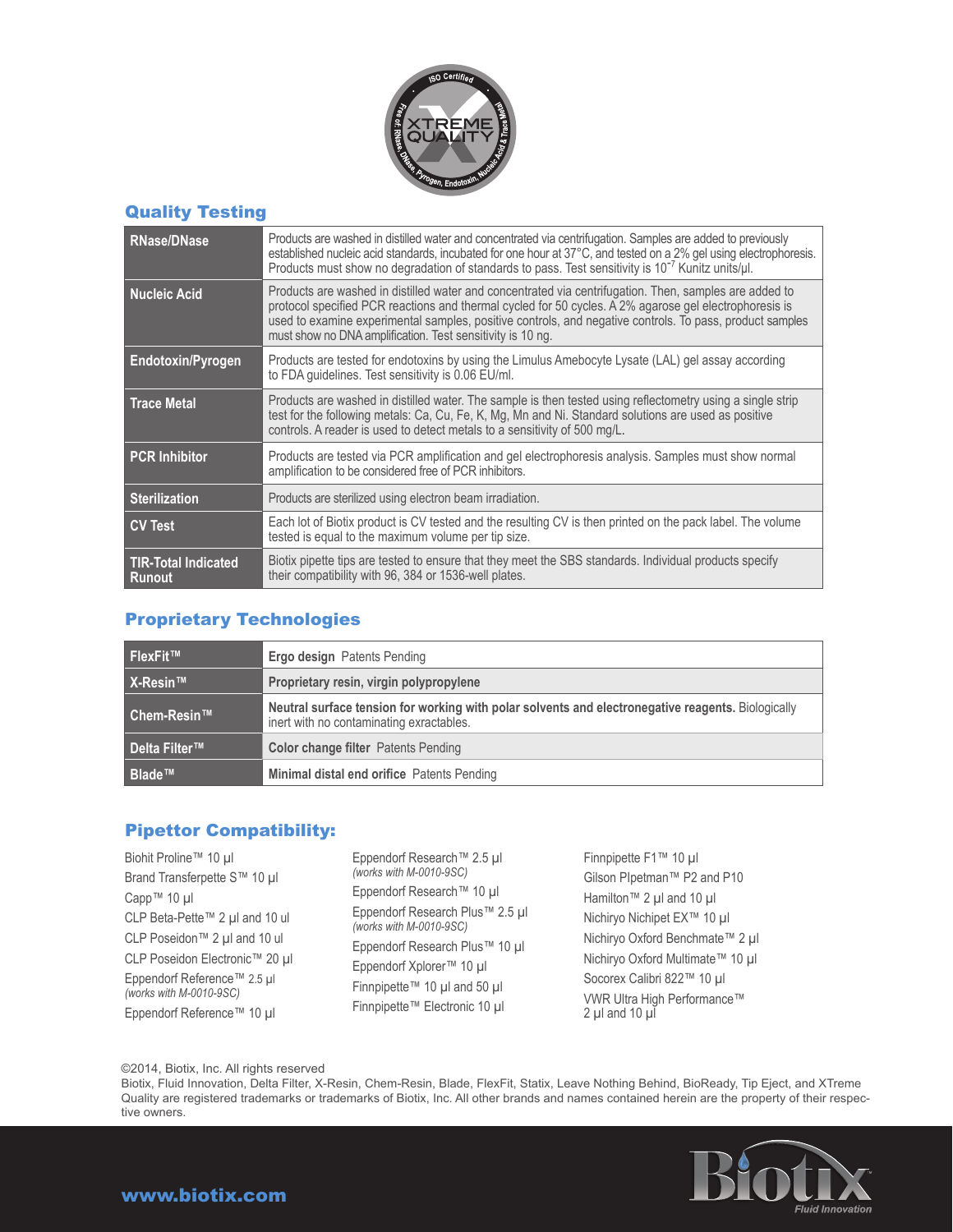ISO Certified

XTREME QUALITY

Free of: RNase, DNase, Pyrogen, Endotoxin, Nucleic Acid & Trace Metal

## Quality Testing

| | |
|---|---|
| **RNase/DNase** | Products are washed in distilled water and concentrated via centrifugation. Samples are added to previously established nucleic acid standards, incubated for one hour at 37°C, and tested on a 2% gel using electrophoresis. Products must show no degradation of standards to pass. Test sensitivity is $10^{-7}$ Kunitz units/µl. |
| **Nucleic Acid** | Products are washed in distilled water and concentrated via centrifugation. Then, samples are added to protocol specified PCR reactions and thermal cycled for 50 cycles. A 2% agarose gel electrophoresis is used to examine experimental samples, positive controls, and negative controls. To pass, product samples must show no DNA amplification. Test sensitivity is 10 ng. |
| **Endotoxin/Pyrogen** | Products are tested for endotoxins by using the Limulus Amebocyte Lysate (LAL) gel assay according to FDA guidelines. Test sensitivity is 0.06 EU/ml. |
| **Trace Metal** | Products are washed in distilled water. The sample is then tested using reflectometry using a single strip test for the following metals: Ca, Cu, Fe, K, Mg, Mn and Ni. Standard solutions are used as positive controls. A reader is used to detect metals to a sensitivity of 500 mg/L. |
| **PCR Inhibitor** | Products are tested via PCR amplification and gel electrophoresis analysis. Samples must show normal amplification to be considered free of PCR inhibitors. |
| **Sterilization** | Products are sterilized using electron beam irradiation. |
| **CV Test** | Each lot of Biotix product is CV tested and the resulting CV is then printed on the pack label. The volume tested is equal to the maximum volume per tip size. |
| **TIR-Total Indicated Runout** | Biotix pipette tips are tested to ensure that they meet the SBS standards. Individual products specify their compatibility with 96, 384 or 1536-well plates. |

## Proprietary Technologies

| | |
|---|---|
| **FlexFit™** | **Ergo design** Patents Pending |
| **X-Resin™** | **Proprietary resin, virgin polypropylene** |
| **Chem-Resin™** | **Neutral surface tension for working with polar solvents and electronegative reagents.** Biologically inert with no contaminating exractables. |
| **Delta Filter™** | **Color change filter** Patents Pending |
| **Blade™** | **Minimal distal end orifice** Patents Pending |

## Pipettor Compatibility:

Biohit Proline™ 10 µl
Brand Transferpette S™ 10 µl
Capp™ 10 µl
CLP Beta-Pette™ 2 µl and 10 ul
CLP Poseidon™ 2 µl and 10 ul
CLP Poseidon Electronic™ 20 µl
Eppendorf Reference™ 2.5 µl
*(works with M-0010-9SC)*
Eppendorf Reference™ 10 µl

Eppendorf Research™ 2.5 µl
*(works with M-0010-9SC)*
Eppendorf Research™ 10 µl
Eppendorf Research Plus™ 2.5 µl
*(works with M-0010-9SC)*
Eppendorf Research Plus™ 10 µl
Eppendorf Xplorer™ 10 µl
Finnpipette™ 10 µl and 50 µl
Finnpipette™ Electronic 10 µl

Finnpipette F1™ 10 µl
Gilson PIpetman™ P2 and P10
Hamilton™ 2 µl and 10 µl
Nichiryo Nichipet EX™ 10 µl
Nichiryo Oxford Benchmate™ 2 µl
Nichiryo Oxford Multimate™ 10 µl
Socorex Calibri 822™ 10 µl
VWR Ultra High Performance™
2 µl and 10 µl

©2014, Biotix, Inc. All rights reserved

Biotix, Fluid Innovation, Delta Filter, X-Resin, Chem-Resin, Blade, FlexFit, Statix, Leave Nothing Behind, BioReady, Tip Eject, and XTreme Quality are registered trademarks or trademarks of Biotix, Inc. All other brands and names contained herein are the property of their respective owners.

www.biotix.com

Biotix
Fluid Innovation